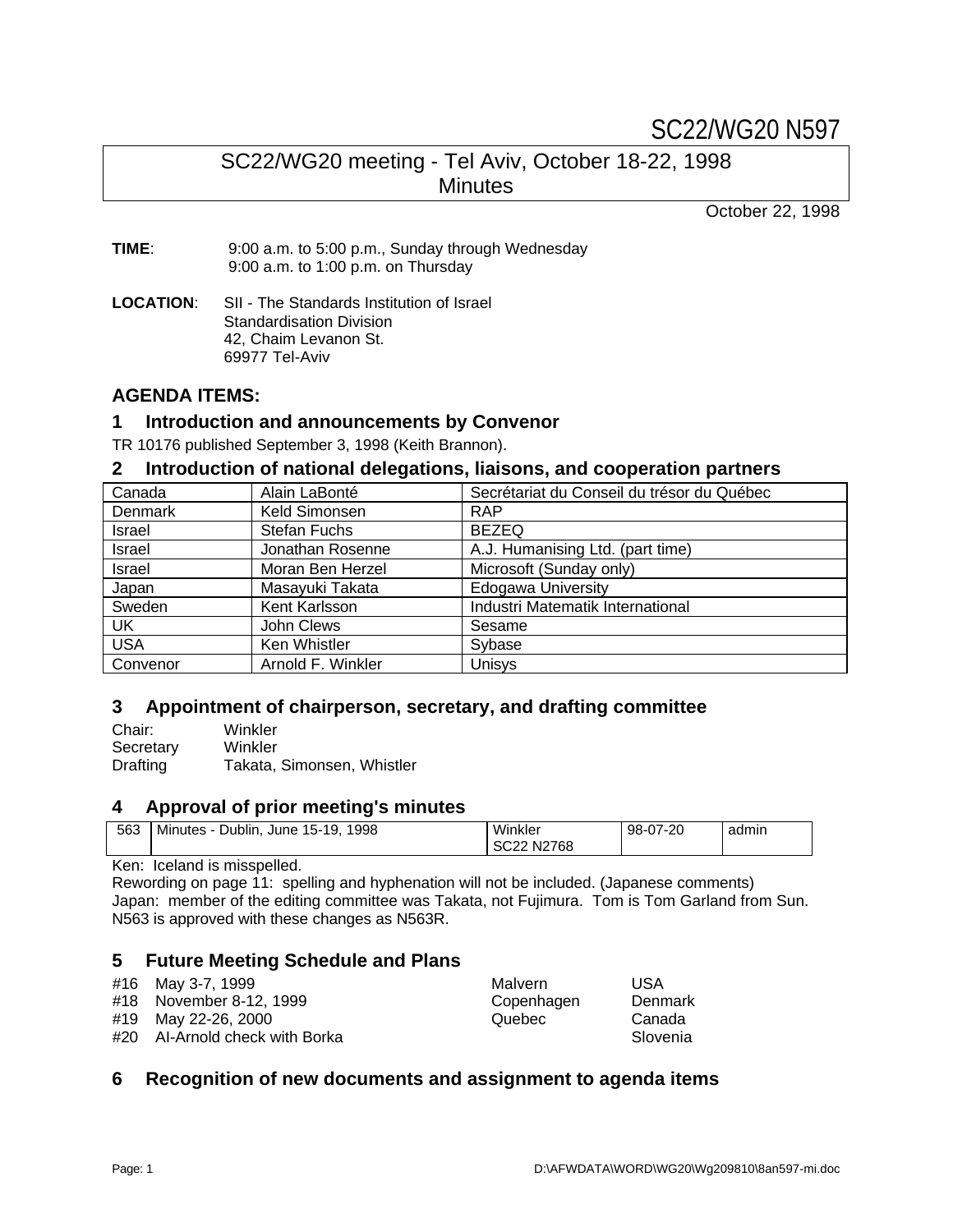SC22/WG20 N597

# SC22/WG20 meeting - Tel Aviv, October 18-22, 1998
# Minutes

October 22, 1998

**TIME**: 9:00 a.m. to 5:00 p.m., Sunday through Wednesday
9:00 a.m. to 1:00 p.m. on Thursday

**LOCATION**: SII - The Standards Institution of Israel
Standardisation Division
42, Chaim Levanon St.
69977 Tel-Aviv

## AGENDA ITEMS:

### 1 Introduction and announcements by Convenor

TR 10176 published September 3, 1998 (Keith Brannon).

### 2 Introduction of national delegations, liaisons, and cooperation partners

| Canada | Alain LaBonté | Secrétariat du Conseil du trésor du Québec |
|---|---|---|
| Denmark | Keld Simonsen | RAP |
| Israel | Stefan Fuchs | BEZEQ |
| Israel | Jonathan Rosenne | A.J. Humanising Ltd. (part time) |
| Israel | Moran Ben Herzel | Microsoft (Sunday only) |
| Japan | Masayuki Takata | Edogawa University |
| Sweden | Kent Karlsson | Industri Matematik International |
| UK | John Clews | Sesame |
| USA | Ken Whistler | Sybase |
| Convenor | Arnold F. Winkler | Unisys |

### 3 Appointment of chairperson, secretary, and drafting committee

Chair: Winkler
Secretary Winkler
Drafting Takata, Simonsen, Whistler

### 4 Approval of prior meeting's minutes

| 563 | Minutes - Dublin, June 15-19, 1998 | Winkler SC22 N2768 | 98-07-20 | admin |
|---|---|---|---|---|

Ken: Iceland is misspelled.
Rewording on page 11: spelling and hyphenation will not be included. (Japanese comments)
Japan: member of the editing committee was Takata, not Fujimura. Tom is Tom Garland from Sun.
N563 is approved with these changes as N563R.

### 5 Future Meeting Schedule and Plans

| #16 | May 3-7, 1999 | Malvern | USA |
|---|---|---|---|
| #18 | November 8-12, 1999 | Copenhagen | Denmark |
| #19 | May 22-26, 2000 | Quebec | Canada |
| #20 | AI-Arnold check with Borka | | Slovenia |

### 6 Recognition of new documents and assignment to agenda items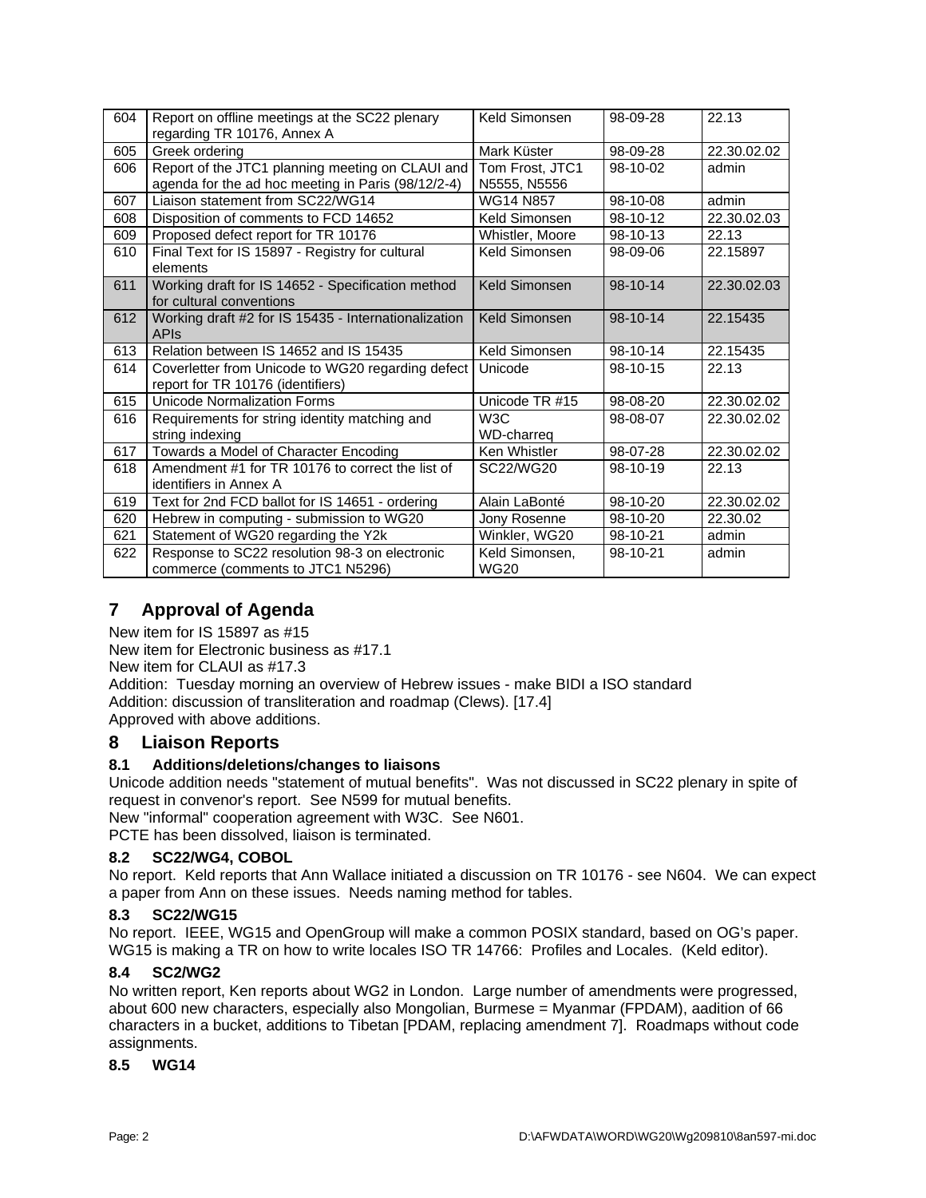| 604 | Report on offline meetings at the SC22 plenary regarding TR 10176, Annex A | Keld Simonsen | 98-09-28 | 22.13 |
|---|---|---|---|---|
| 605 | Greek ordering | Mark Küster | 98-09-28 | 22.30.02.02 |
| 606 | Report of the JTC1 planning meeting on CLAUI and agenda for the ad hoc meeting in Paris (98/12/2-4) | Tom Frost, JTC1 N5555, N5556 | 98-10-02 | admin |
| 607 | Liaison statement from SC22/WG14 | WG14 N857 | 98-10-08 | admin |
| 608 | Disposition of comments to FCD 14652 | Keld Simonsen | 98-10-12 | 22.30.02.03 |
| 609 | Proposed defect report for TR 10176 | Whistler, Moore | 98-10-13 | 22.13 |
| 610 | Final Text for IS 15897 - Registry for cultural elements | Keld Simonsen | 98-09-06 | 22.15897 |
| 611 | Working draft for IS 14652 - Specification method for cultural conventions | Keld Simonsen | 98-10-14 | 22.30.02.03 |
| 612 | Working draft #2 for IS 15435 - Internationalization APIs | Keld Simonsen | 98-10-14 | 22.15435 |
| 613 | Relation between IS 14652 and IS 15435 | Keld Simonsen | 98-10-14 | 22.15435 |
| 614 | Coverletter from Unicode to WG20 regarding defect report for TR 10176 (identifiers) | Unicode | 98-10-15 | 22.13 |
| 615 | Unicode Normalization Forms | Unicode TR #15 | 98-08-20 | 22.30.02.02 |
| 616 | Requirements for string identity matching and string indexing | W3C WD-charreq | 98-08-07 | 22.30.02.02 |
| 617 | Towards a Model of Character Encoding | Ken Whistler | 98-07-28 | 22.30.02.02 |
| 618 | Amendment #1 for TR 10176 to correct the list of identifiers in Annex A | SC22/WG20 | 98-10-19 | 22.13 |
| 619 | Text for 2nd FCD ballot for IS 14651 - ordering | Alain LaBonté | 98-10-20 | 22.30.02.02 |
| 620 | Hebrew in computing - submission to WG20 | Jony Rosenne | 98-10-20 | 22.30.02 |
| 621 | Statement of WG20 regarding the Y2k | Winkler, WG20 | 98-10-21 | admin |
| 622 | Response to SC22 resolution 98-3 on electronic commerce (comments to JTC1 N5296) | Keld Simonsen, WG20 | 98-10-21 | admin |

# 7 Approval of Agenda

New item for IS 15897 as #15
New item for Electronic business as #17.1
New item for CLAUI as #17.3
Addition: Tuesday morning an overview of Hebrew issues - make BIDI a ISO standard
Addition: discussion of transliteration and roadmap (Clews). [17.4]
Approved with above additions.

# 8 Liaison Reports

## 8.1 Additions/deletions/changes to liaisons

Unicode addition needs "statement of mutual benefits". Was not discussed in SC22 plenary in spite of request in convenor's report. See N599 for mutual benefits.
New "informal" cooperation agreement with W3C. See N601.
PCTE has been dissolved, liaison is terminated.

## 8.2 SC22/WG4, COBOL

No report. Keld reports that Ann Wallace initiated a discussion on TR 10176 - see N604. We can expect a paper from Ann on these issues. Needs naming method for tables.

## 8.3 SC22/WG15

No report. IEEE, WG15 and OpenGroup will make a common POSIX standard, based on OG's paper. WG15 is making a TR on how to write locales ISO TR 14766: Profiles and Locales. (Keld editor).

## 8.4 SC2/WG2

No written report, Ken reports about WG2 in London. Large number of amendments were progressed, about 600 new characters, especially also Mongolian, Burmese = Myanmar (FPDAM), aadition of 66 characters in a bucket, additions to Tibetan [PDAM, replacing amendment 7]. Roadmaps without code assignments.

## 8.5 WG14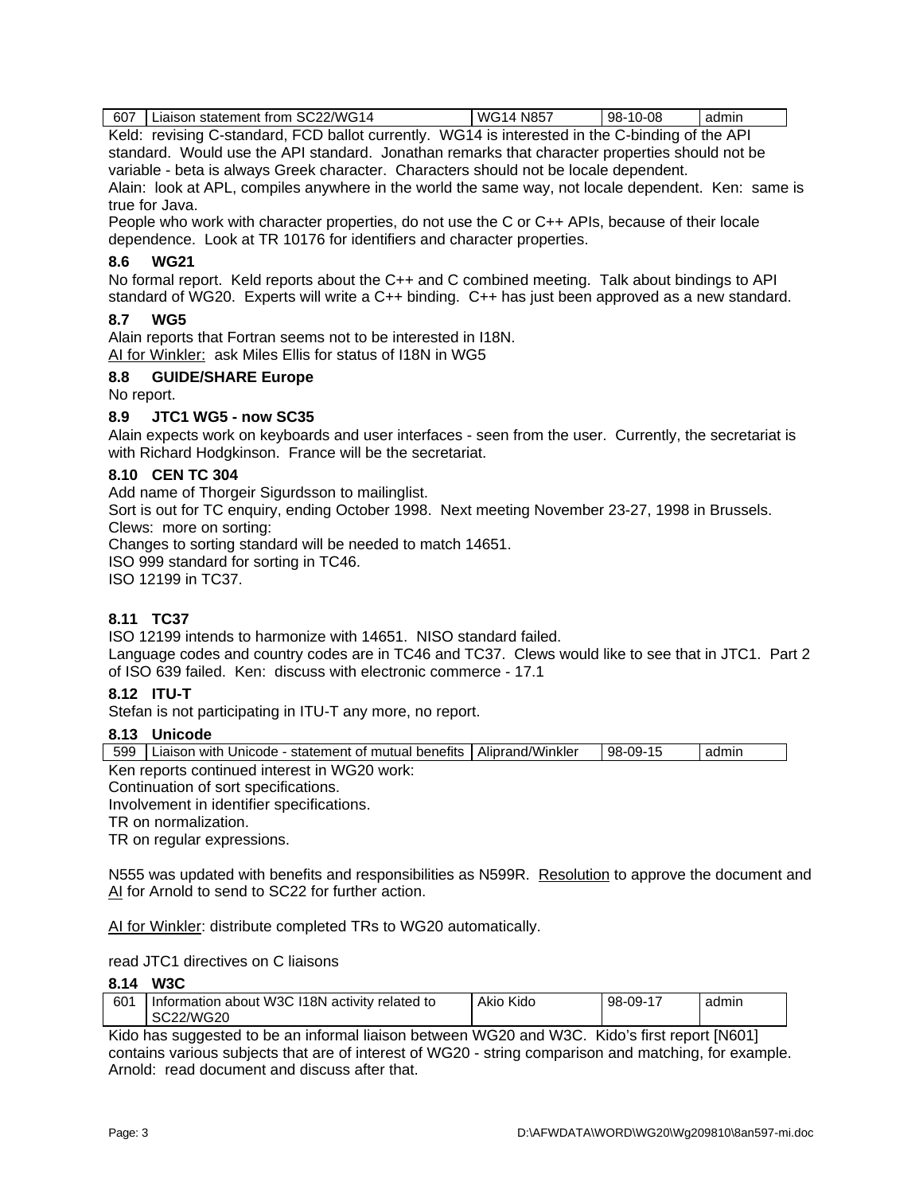| 607 | Liaison statement from SC22/WG14 | WG14 N857 | 98-10-08 | admin |
|---|---|---|---|---|

Keld: revising C-standard, FCD ballot currently. WG14 is interested in the C-binding of the API standard. Would use the API standard. Jonathan remarks that character properties should not be variable - beta is always Greek character. Characters should not be locale dependent.
Alain: look at APL, compiles anywhere in the world the same way, not locale dependent. Ken: same is true for Java.
People who work with character properties, do not use the C or C++ APIs, because of their locale dependence. Look at TR 10176 for identifiers and character properties.

### 8.6 WG21

No formal report. Keld reports about the C++ and C combined meeting. Talk about bindings to API standard of WG20. Experts will write a C++ binding. C++ has just been approved as a new standard.

### 8.7 WG5

Alain reports that Fortran seems not to be interested in I18N.
AI for Winkler: ask Miles Ellis for status of I18N in WG5

### 8.8 GUIDE/SHARE Europe

No report.

### 8.9 JTC1 WG5 - now SC35

Alain expects work on keyboards and user interfaces - seen from the user. Currently, the secretariat is with Richard Hodgkinson. France will be the secretariat.

### 8.10 CEN TC 304

Add name of Thorgeir Sigurdsson to mailinglist.
Sort is out for TC enquiry, ending October 1998. Next meeting November 23-27, 1998 in Brussels.
Clews: more on sorting:
Changes to sorting standard will be needed to match 14651.
ISO 999 standard for sorting in TC46.
ISO 12199 in TC37.

### 8.11 TC37

ISO 12199 intends to harmonize with 14651. NISO standard failed.
Language codes and country codes are in TC46 and TC37. Clews would like to see that in JTC1. Part 2 of ISO 639 failed. Ken: discuss with electronic commerce - 17.1

### 8.12 ITU-T

Stefan is not participating in ITU-T any more, no report.

### 8.13 Unicode

| 599 | Liaison with Unicode - statement of mutual benefits | Aliprand/Winkler | 98-09-15 | admin |
|---|---|---|---|---|

Ken reports continued interest in WG20 work:
Continuation of sort specifications.
Involvement in identifier specifications.
TR on normalization.
TR on regular expressions.

N555 was updated with benefits and responsibilities as N599R. Resolution to approve the document and AI for Arnold to send to SC22 for further action.

AI for Winkler: distribute completed TRs to WG20 automatically.

read JTC1 directives on C liaisons

### 8.14 W3C

| 601 | Information about W3C I18N activity related to SC22/WG20 | Akio Kido | 98-09-17 | admin |
|---|---|---|---|---|

Kido has suggested to be an informal liaison between WG20 and W3C. Kido's first report [N601] contains various subjects that are of interest of WG20 - string comparison and matching, for example.
Arnold: read document and discuss after that.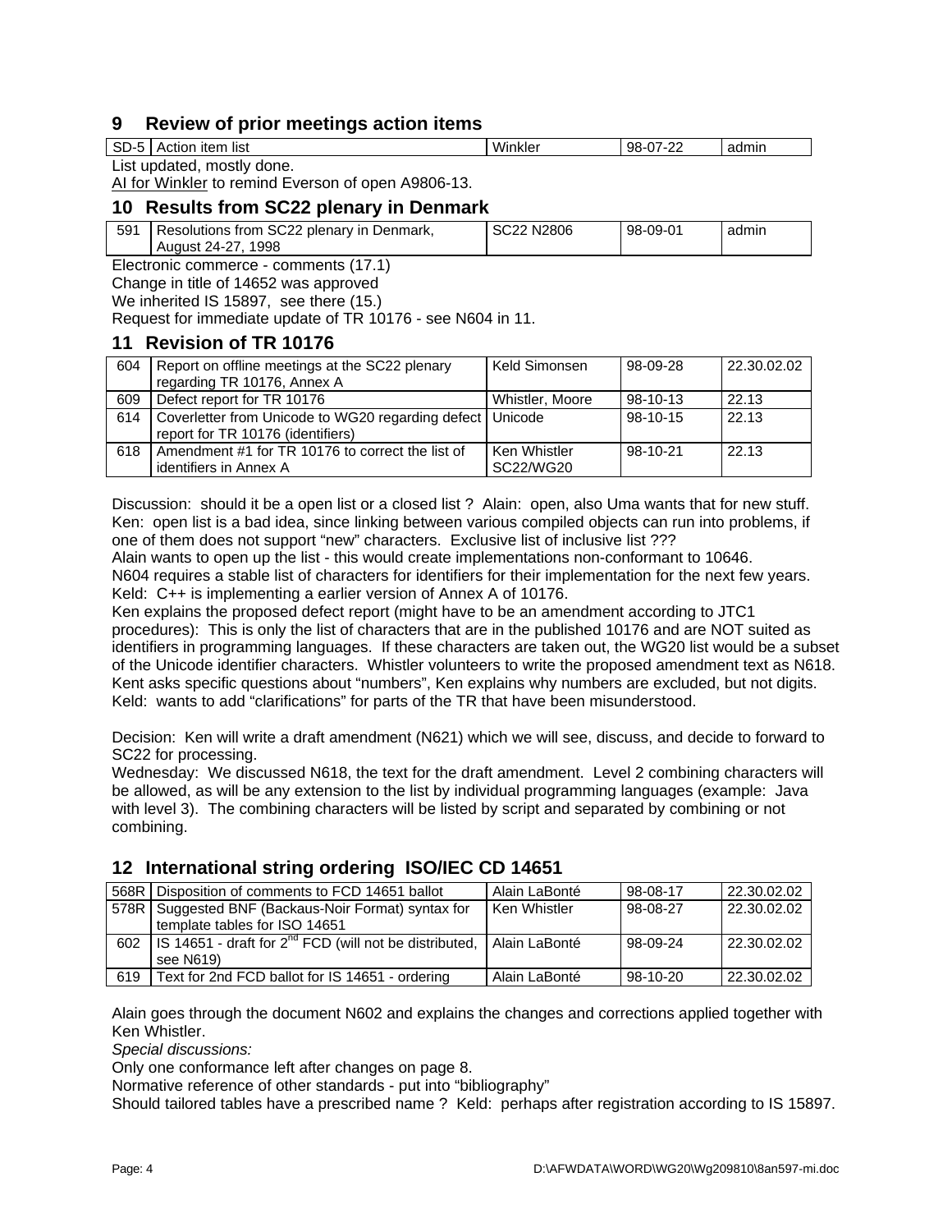## 9 Review of prior meetings action items

| SD-5 | Action item list | Winkler | 98-07-22 | admin |
|---|---|---|---|---|

List updated, mostly done.

AI for Winkler to remind Everson of open A9806-13.

## 10 Results from SC22 plenary in Denmark

| 591 | Resolutions from SC22 plenary in Denmark, August 24-27, 1998 | SC22 N2806 | 98-09-01 | admin |
|---|---|---|---|---|

Electronic commerce - comments (17.1)

Change in title of 14652 was approved

We inherited IS 15897, see there (15.)

Request for immediate update of TR 10176 - see N604 in 11.

## 11 Revision of TR 10176

| 604 | Report on offline meetings at the SC22 plenary regarding TR 10176, Annex A | Keld Simonsen | 98-09-28 | 22.30.02.02 |
|---|---|---|---|---|
| 609 | Defect report for TR 10176 | Whistler, Moore | 98-10-13 | 22.13 |
| 614 | Coverletter from Unicode to WG20 regarding defect report for TR 10176 (identifiers) | Unicode | 98-10-15 | 22.13 |
| 618 | Amendment #1 for TR 10176 to correct the list of identifiers in Annex A | Ken Whistler SC22/WG20 | 98-10-21 | 22.13 |

Discussion: should it be a open list or a closed list ? Alain: open, also Uma wants that for new stuff. Ken: open list is a bad idea, since linking between various compiled objects can run into problems, if one of them does not support "new" characters. Exclusive list of inclusive list ???
Alain wants to open up the list - this would create implementations non-conformant to 10646.
N604 requires a stable list of characters for identifiers for their implementation for the next few years.
Keld: C++ is implementing a earlier version of Annex A of 10176.
Ken explains the proposed defect report (might have to be an amendment according to JTC1 procedures): This is only the list of characters that are in the published 10176 and are NOT suited as identifiers in programming languages. If these characters are taken out, the WG20 list would be a subset of the Unicode identifier characters. Whistler volunteers to write the proposed amendment text as N618.
Kent asks specific questions about "numbers", Ken explains why numbers are excluded, but not digits.
Keld: wants to add "clarifications" for parts of the TR that have been misunderstood.

Decision: Ken will write a draft amendment (N621) which we will see, discuss, and decide to forward to SC22 for processing.
Wednesday: We discussed N618, the text for the draft amendment. Level 2 combining characters will be allowed, as will be any extension to the list by individual programming languages (example: Java with level 3). The combining characters will be listed by script and separated by combining or not combining.

## 12 International string ordering ISO/IEC CD 14651

| 568R | Disposition of comments to FCD 14651 ballot | Alain LaBonté | 98-08-17 | 22.30.02.02 |
|---|---|---|---|---|
| 578R | Suggested BNF (Backaus-Noir Format) syntax for template tables for ISO 14651 | Ken Whistler | 98-08-27 | 22.30.02.02 |
| 602 | IS 14651 - draft for 2nd FCD (will not be distributed, see N619) | Alain LaBonté | 98-09-24 | 22.30.02.02 |
| 619 | Text for 2nd FCD ballot for IS 14651 - ordering | Alain LaBonté | 98-10-20 | 22.30.02.02 |

Alain goes through the document N602 and explains the changes and corrections applied together with Ken Whistler.

*Special discussions:*

Only one conformance left after changes on page 8.

Normative reference of other standards - put into "bibliography"

Should tailored tables have a prescribed name ? Keld: perhaps after registration according to IS 15897.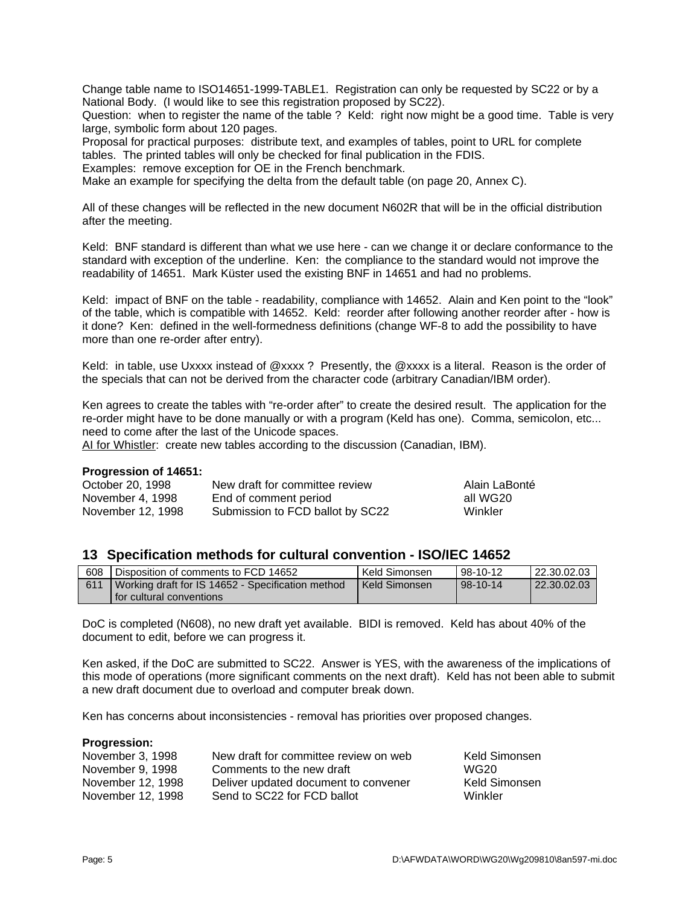Change table name to ISO14651-1999-TABLE1. Registration can only be requested by SC22 or by a National Body. (I would like to see this registration proposed by SC22).
Question: when to register the name of the table ? Keld: right now might be a good time. Table is very large, symbolic form about 120 pages.
Proposal for practical purposes: distribute text, and examples of tables, point to URL for complete tables. The printed tables will only be checked for final publication in the FDIS.
Examples: remove exception for OE in the French benchmark.
Make an example for specifying the delta from the default table (on page 20, Annex C).

All of these changes will be reflected in the new document N602R that will be in the official distribution after the meeting.

Keld: BNF standard is different than what we use here - can we change it or declare conformance to the standard with exception of the underline. Ken: the compliance to the standard would not improve the readability of 14651. Mark Küster used the existing BNF in 14651 and had no problems.

Keld: impact of BNF on the table - readability, compliance with 14652. Alain and Ken point to the "look" of the table, which is compatible with 14652. Keld: reorder after following another reorder after - how is it done? Ken: defined in the well-formedness definitions (change WF-8 to add the possibility to have more than one re-order after entry).

Keld: in table, use Uxxxx instead of @xxxx ? Presently, the @xxxx is a literal. Reason is the order of the specials that can not be derived from the character code (arbitrary Canadian/IBM order).

Ken agrees to create the tables with "re-order after" to create the desired result. The application for the re-order might have to be done manually or with a program (Keld has one). Comma, semicolon, etc... need to come after the last of the Unicode spaces.
AI for Whistler: create new tables according to the discussion (Canadian, IBM).

**Progression of 14651:**

| | | |
|---|---|---|
| October 20, 1998 | New draft for committee review | Alain LaBonté |
| November 4, 1998 | End of comment period | all WG20 |
| November 12, 1998 | Submission to FCD ballot by SC22 | Winkler |

## 13 Specification methods for cultural convention - ISO/IEC 14652

| | | | | |
|---|---|---|---|---|
| 608 | Disposition of comments to FCD 14652 | Keld Simonsen | 98-10-12 | 22.30.02.03 |
| 611 | Working draft for IS 14652 - Specification method for cultural conventions | Keld Simonsen | 98-10-14 | 22.30.02.03 |

DoC is completed (N608), no new draft yet available. BIDI is removed. Keld has about 40% of the document to edit, before we can progress it.

Ken asked, if the DoC are submitted to SC22. Answer is YES, with the awareness of the implications of this mode of operations (more significant comments on the next draft). Keld has not been able to submit a new draft document due to overload and computer break down.

Ken has concerns about inconsistencies - removal has priorities over proposed changes.

**Progression:**

| | | |
|---|---|---|
| November 3, 1998 | New draft for committee review on web | Keld Simonsen |
| November 9, 1998 | Comments to the new draft | WG20 |
| November 12, 1998 | Deliver updated document to convener | Keld Simonsen |
| November 12, 1998 | Send to SC22 for FCD ballot | Winkler |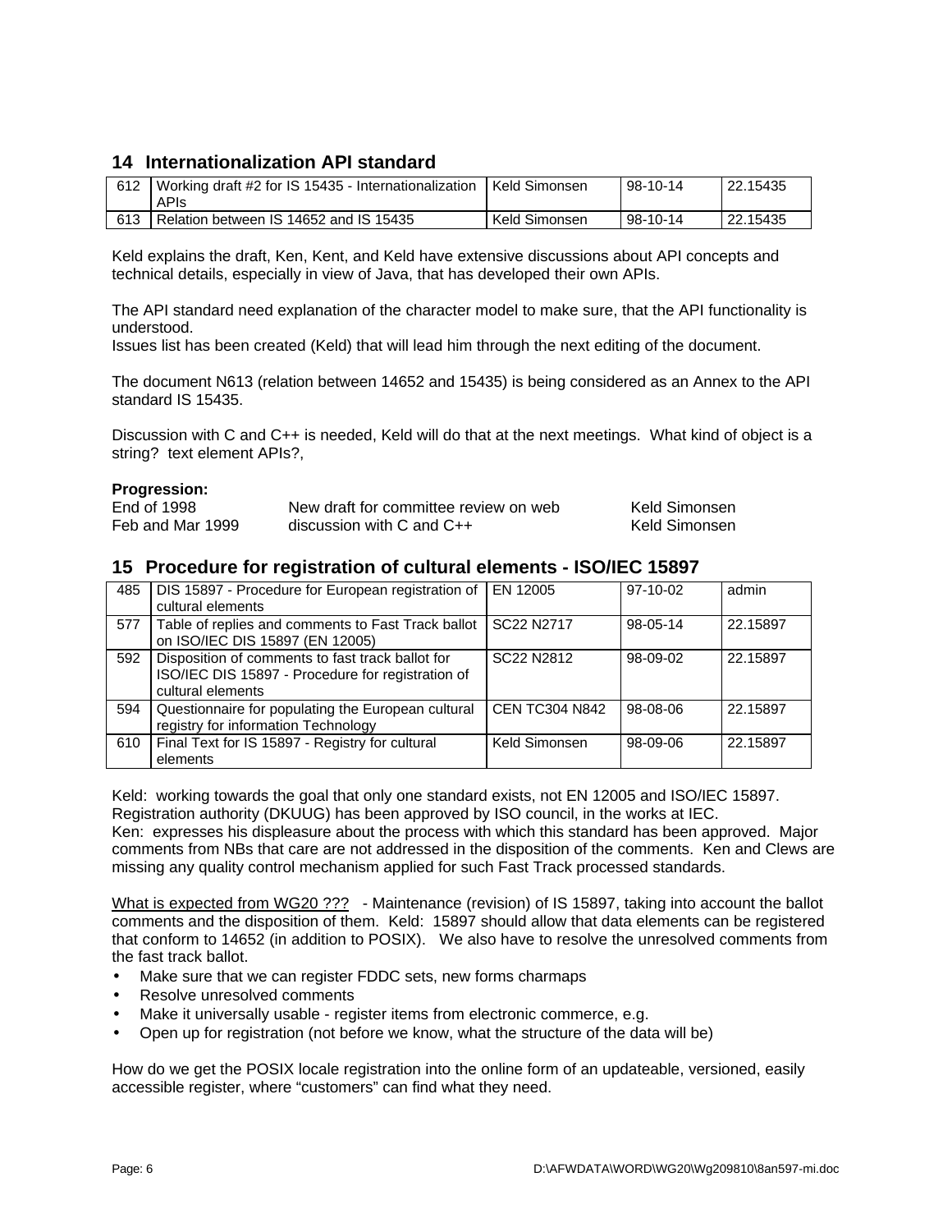## 14 Internationalization API standard

| | | | | |
|---|---|---|---|---|
| 612 | Working draft #2 for IS 15435 - Internationalization APIs | Keld Simonsen | 98-10-14 | 22.15435 |
| 613 | Relation between IS 14652 and IS 15435 | Keld Simonsen | 98-10-14 | 22.15435 |

Keld explains the draft, Ken, Kent, and Keld have extensive discussions about API concepts and technical details, especially in view of Java, that has developed their own APIs.

The API standard need explanation of the character model to make sure, that the API functionality is understood.
Issues list has been created (Keld) that will lead him through the next editing of the document.

The document N613 (relation between 14652 and 15435) is being considered as an Annex to the API standard IS 15435.

Discussion with C and C++ is needed, Keld will do that at the next meetings. What kind of object is a string? text element APIs?,

**Progression:**

| | | |
|---|---|---|
| End of 1998 | New draft for committee review on web | Keld Simonsen |
| Feb and Mar 1999 | discussion with C and C++ | Keld Simonsen |

## 15 Procedure for registration of cultural elements - ISO/IEC 15897

| | | | | |
|---|---|---|---|---|
| 485 | DIS 15897 - Procedure for European registration of cultural elements | EN 12005 | 97-10-02 | admin |
| 577 | Table of replies and comments to Fast Track ballot on ISO/IEC DIS 15897 (EN 12005) | SC22 N2717 | 98-05-14 | 22.15897 |
| 592 | Disposition of comments to fast track ballot for ISO/IEC DIS 15897 - Procedure for registration of cultural elements | SC22 N2812 | 98-09-02 | 22.15897 |
| 594 | Questionnaire for populating the European cultural registry for information Technology | CEN TC304 N842 | 98-08-06 | 22.15897 |
| 610 | Final Text for IS 15897 - Registry for cultural elements | Keld Simonsen | 98-09-06 | 22.15897 |

Keld: working towards the goal that only one standard exists, not EN 12005 and ISO/IEC 15897.
Registration authority (DKUUG) has been approved by ISO council, in the works at IEC.
Ken: expresses his displeasure about the process with which this standard has been approved. Major comments from NBs that care are not addressed in the disposition of the comments. Ken and Clews are missing any quality control mechanism applied for such Fast Track processed standards.

What is expected from WG20 ??? - Maintenance (revision) of IS 15897, taking into account the ballot comments and the disposition of them. Keld: 15897 should allow that data elements can be registered that conform to 14652 (in addition to POSIX). We also have to resolve the unresolved comments from the fast track ballot.

- Make sure that we can register FDDC sets, new forms charmaps
- Resolve unresolved comments
- Make it universally usable - register items from electronic commerce, e.g.
- Open up for registration (not before we know, what the structure of the data will be)

How do we get the POSIX locale registration into the online form of an updateable, versioned, easily accessible register, where "customers" can find what they need.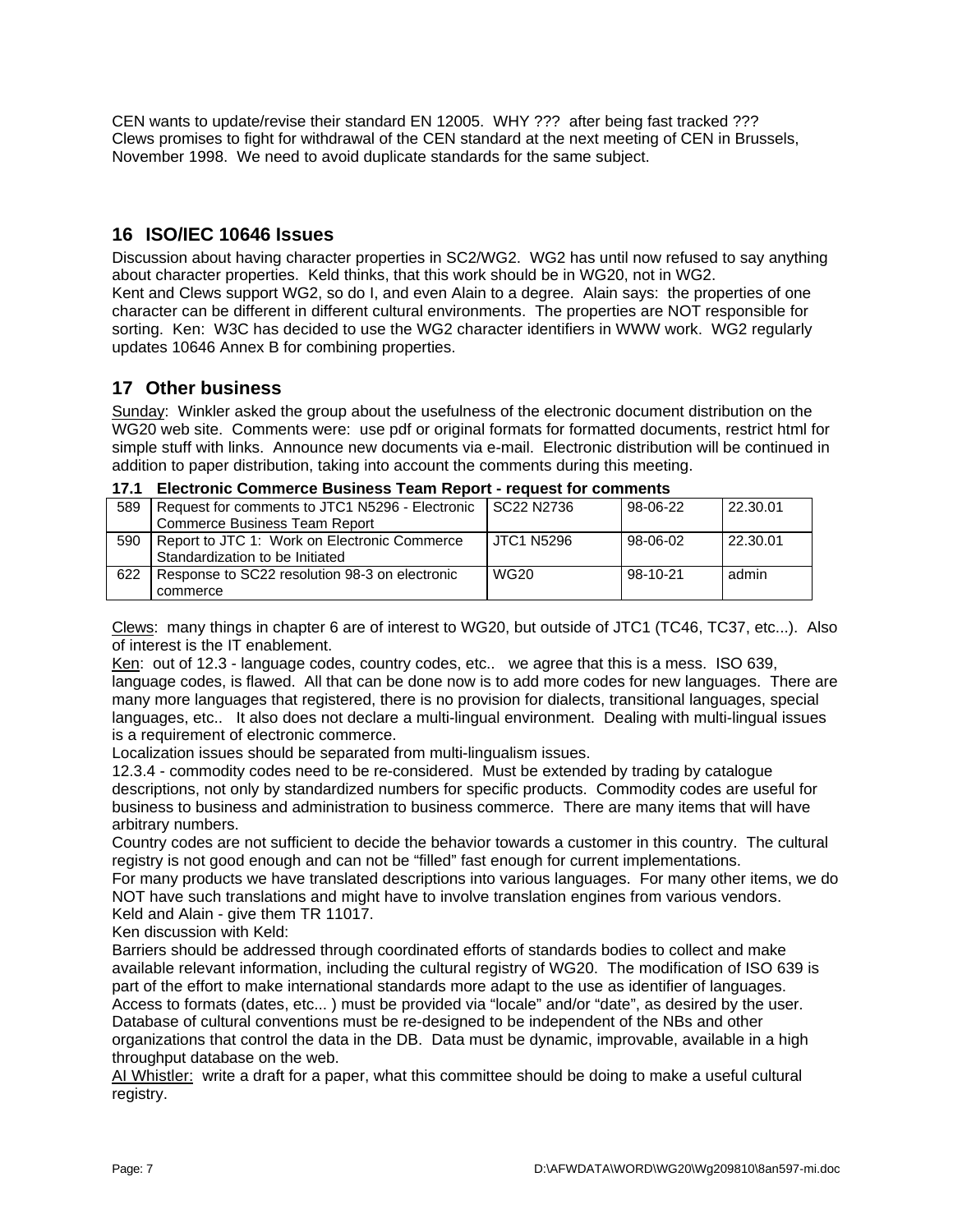CEN wants to update/revise their standard EN 12005. WHY ??? after being fast tracked ???
Clews promises to fight for withdrawal of the CEN standard at the next meeting of CEN in Brussels, November 1998. We need to avoid duplicate standards for the same subject.

## 16 ISO/IEC 10646 Issues

Discussion about having character properties in SC2/WG2. WG2 has until now refused to say anything about character properties. Keld thinks, that this work should be in WG20, not in WG2.
Kent and Clews support WG2, so do I, and even Alain to a degree. Alain says: the properties of one character can be different in different cultural environments. The properties are NOT responsible for sorting. Ken: W3C has decided to use the WG2 character identifiers in WWW work. WG2 regularly updates 10646 Annex B for combining properties.

## 17 Other business

Sunday: Winkler asked the group about the usefulness of the electronic document distribution on the WG20 web site. Comments were: use pdf or original formats for formatted documents, restrict html for simple stuff with links. Announce new documents via e-mail. Electronic distribution will be continued in addition to paper distribution, taking into account the comments during this meeting.

### 17.1 Electronic Commerce Business Team Report - request for comments

| | | | | |
|---|---|---|---|---|
| 589 | Request for comments to JTC1 N5296 - Electronic Commerce Business Team Report | SC22 N2736 | 98-06-22 | 22.30.01 |
| 590 | Report to JTC 1: Work on Electronic Commerce Standardization to be Initiated | JTC1 N5296 | 98-06-02 | 22.30.01 |
| 622 | Response to SC22 resolution 98-3 on electronic commerce | WG20 | 98-10-21 | admin |

Clews: many things in chapter 6 are of interest to WG20, but outside of JTC1 (TC46, TC37, etc...). Also of interest is the IT enablement.
Ken: out of 12.3 - language codes, country codes, etc.. we agree that this is a mess. ISO 639, language codes, is flawed. All that can be done now is to add more codes for new languages. There are many more languages that registered, there is no provision for dialects, transitional languages, special languages, etc.. It also does not declare a multi-lingual environment. Dealing with multi-lingual issues is a requirement of electronic commerce.
Localization issues should be separated from multi-lingualism issues.
12.3.4 - commodity codes need to be re-considered. Must be extended by trading by catalogue descriptions, not only by standardized numbers for specific products. Commodity codes are useful for business to business and administration to business commerce. There are many items that will have arbitrary numbers.
Country codes are not sufficient to decide the behavior towards a customer in this country. The cultural registry is not good enough and can not be "filled" fast enough for current implementations.
For many products we have translated descriptions into various languages. For many other items, we do NOT have such translations and might have to involve translation engines from various vendors.
Keld and Alain - give them TR 11017.
Ken discussion with Keld:
Barriers should be addressed through coordinated efforts of standards bodies to collect and make available relevant information, including the cultural registry of WG20. The modification of ISO 639 is part of the effort to make international standards more adapt to the use as identifier of languages.
Access to formats (dates, etc... ) must be provided via "locale" and/or "date", as desired by the user.
Database of cultural conventions must be re-designed to be independent of the NBs and other organizations that control the data in the DB. Data must be dynamic, improvable, available in a high throughput database on the web.
Al Whistler: write a draft for a paper, what this committee should be doing to make a useful cultural registry.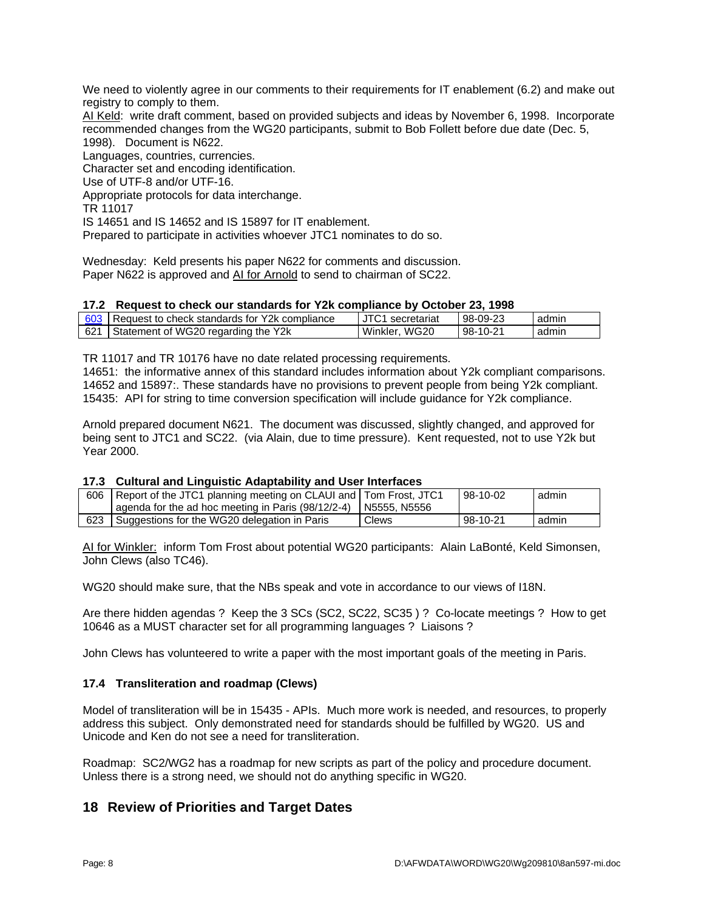We need to violently agree in our comments to their requirements for IT enablement (6.2) and make out registry to comply to them.

AI Keld: write draft comment, based on provided subjects and ideas by November 6, 1998. Incorporate recommended changes from the WG20 participants, submit to Bob Follett before due date (Dec. 5, 1998). Document is N622.

Languages, countries, currencies.

Character set and encoding identification.

Use of UTF-8 and/or UTF-16.

Appropriate protocols for data interchange.

TR 11017

IS 14651 and IS 14652 and IS 15897 for IT enablement.

Prepared to participate in activities whoever JTC1 nominates to do so.

Wednesday: Keld presents his paper N622 for comments and discussion.
Paper N622 is approved and AI for Arnold to send to chairman of SC22.

### 17.2 Request to check our standards for Y2k compliance by October 23, 1998

| | | | | |
|---|---|---|---|---|
| 603 | Request to check standards for Y2k compliance | JTC1 secretariat | 98-09-23 | admin |
| 621 | Statement of WG20 regarding the Y2k | Winkler, WG20 | 98-10-21 | admin |

TR 11017 and TR 10176 have no date related processing requirements.

14651: the informative annex of this standard includes information about Y2k compliant comparisons.

14652 and 15897:. These standards have no provisions to prevent people from being Y2k compliant.

15435: API for string to time conversion specification will include guidance for Y2k compliance.

Arnold prepared document N621. The document was discussed, slightly changed, and approved for being sent to JTC1 and SC22. (via Alain, due to time pressure). Kent requested, not to use Y2k but Year 2000.

### 17.3 Cultural and Linguistic Adaptability and User Interfaces

| | | | | |
|---|---|---|---|---|
| 606 | Report of the JTC1 planning meeting on CLAUI and agenda for the ad hoc meeting in Paris (98/12/2-4) | Tom Frost, JTC1 N5555, N5556 | 98-10-02 | admin |
| 623 | Suggestions for the WG20 delegation in Paris | Clews | 98-10-21 | admin |

AI for Winkler: inform Tom Frost about potential WG20 participants: Alain LaBonté, Keld Simonsen, John Clews (also TC46).

WG20 should make sure, that the NBs speak and vote in accordance to our views of I18N.

Are there hidden agendas ? Keep the 3 SCs (SC2, SC22, SC35 ) ? Co-locate meetings ? How to get 10646 as a MUST character set for all programming languages ? Liaisons ?

John Clews has volunteered to write a paper with the most important goals of the meeting in Paris.

### 17.4 Transliteration and roadmap (Clews)

Model of transliteration will be in 15435 - APIs. Much more work is needed, and resources, to properly address this subject. Only demonstrated need for standards should be fulfilled by WG20. US and Unicode and Ken do not see a need for transliteration.

Roadmap: SC2/WG2 has a roadmap for new scripts as part of the policy and procedure document. Unless there is a strong need, we should not do anything specific in WG20.

## 18 Review of Priorities and Target Dates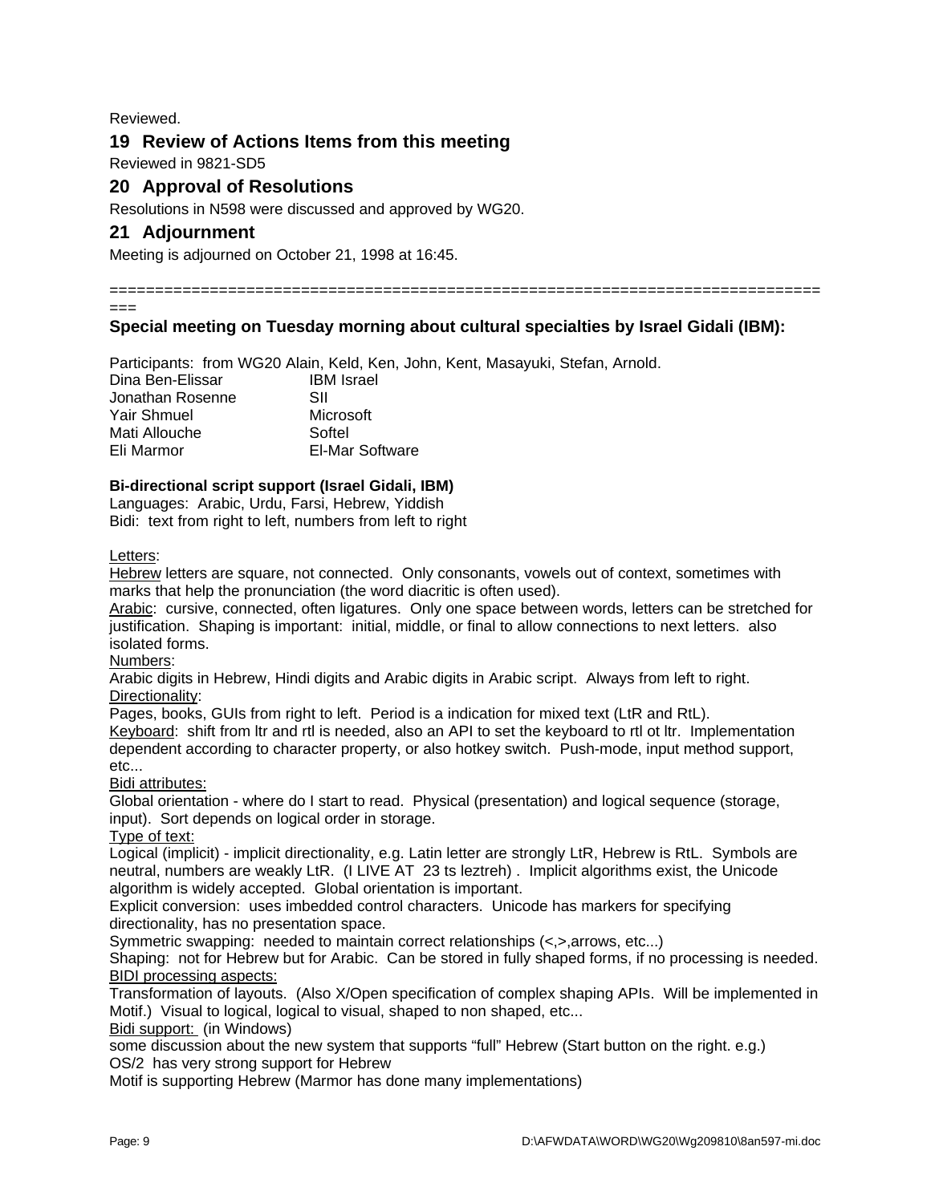Reviewed.

## 19 Review of Actions Items from this meeting

Reviewed in 9821-SD5

## 20 Approval of Resolutions

Resolutions in N598 were discussed and approved by WG20.

## 21 Adjournment

Meeting is adjourned on October 21, 1998 at 16:45.

==============================================================================
===

**Special meeting on Tuesday morning about cultural specialties by Israel Gidali (IBM):**

Participants: from WG20 Alain, Keld, Ken, John, Kent, Masayuki, Stefan, Arnold.

| | |
|---|---|
| Dina Ben-Elissar | IBM Israel |
| Jonathan Rosenne | SII |
| Yair Shmuel | Microsoft |
| Mati Allouche | Softel |
| Eli Marmor | El-Mar Software |

**Bi-directional script support (Israel Gidali, IBM)**

Languages: Arabic, Urdu, Farsi, Hebrew, Yiddish
Bidi: text from right to left, numbers from left to right

Letters:

Hebrew letters are square, not connected. Only consonants, vowels out of context, sometimes with marks that help the pronunciation (the word diacritic is often used).

Arabic: cursive, connected, often ligatures. Only one space between words, letters can be stretched for justification. Shaping is important: initial, middle, or final to allow connections to next letters. also isolated forms.

Numbers:

Arabic digits in Hebrew, Hindi digits and Arabic digits in Arabic script. Always from left to right.

Directionality:

Pages, books, GUIs from right to left. Period is a indication for mixed text (LtR and RtL).

Keyboard: shift from ltr and rtl is needed, also an API to set the keyboard to rtl ot ltr. Implementation dependent according to character property, or also hotkey switch. Push-mode, input method support, etc...

Bidi attributes:

Global orientation - where do I start to read. Physical (presentation) and logical sequence (storage, input). Sort depends on logical order in storage.

Type of text:

Logical (implicit) - implicit directionality, e.g. Latin letter are strongly LtR, Hebrew is RtL. Symbols are neutral, numbers are weakly LtR. (I LIVE AT 23 ts leztreh) . Implicit algorithms exist, the Unicode algorithm is widely accepted. Global orientation is important.

Explicit conversion: uses imbedded control characters. Unicode has markers for specifying directionality, has no presentation space.

Symmetric swapping: needed to maintain correct relationships (<,>,arrows, etc...)

Shaping: not for Hebrew but for Arabic. Can be stored in fully shaped forms, if no processing is needed.

BIDI processing aspects:

Transformation of layouts. (Also X/Open specification of complex shaping APIs. Will be implemented in Motif.) Visual to logical, logical to visual, shaped to non shaped, etc...

Bidi support: (in Windows)

some discussion about the new system that supports "full" Hebrew (Start button on the right. e.g.)
OS/2 has very strong support for Hebrew
Motif is supporting Hebrew (Marmor has done many implementations)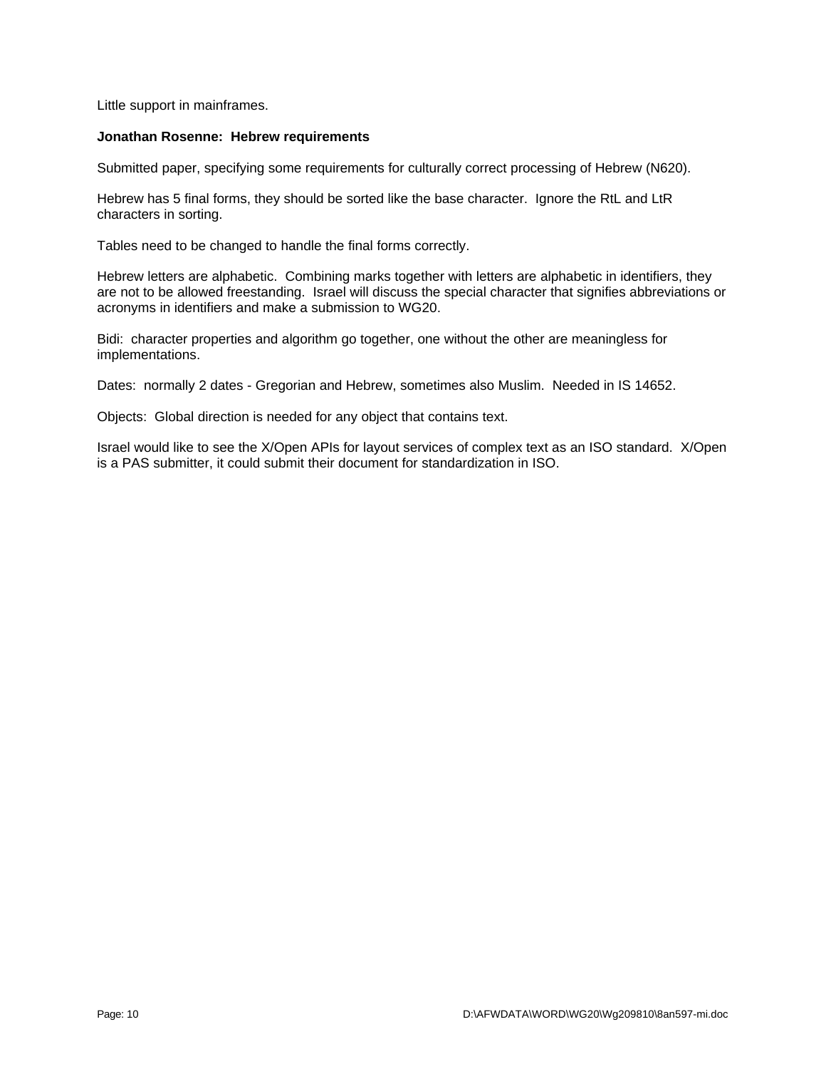Little support in mainframes.

**Jonathan Rosenne: Hebrew requirements**

Submitted paper, specifying some requirements for culturally correct processing of Hebrew (N620).

Hebrew has 5 final forms, they should be sorted like the base character. Ignore the RtL and LtR characters in sorting.

Tables need to be changed to handle the final forms correctly.

Hebrew letters are alphabetic. Combining marks together with letters are alphabetic in identifiers, they are not to be allowed freestanding. Israel will discuss the special character that signifies abbreviations or acronyms in identifiers and make a submission to WG20.

Bidi: character properties and algorithm go together, one without the other are meaningless for implementations.

Dates: normally 2 dates - Gregorian and Hebrew, sometimes also Muslim. Needed in IS 14652.

Objects: Global direction is needed for any object that contains text.

Israel would like to see the X/Open APIs for layout services of complex text as an ISO standard. X/Open is a PAS submitter, it could submit their document for standardization in ISO.